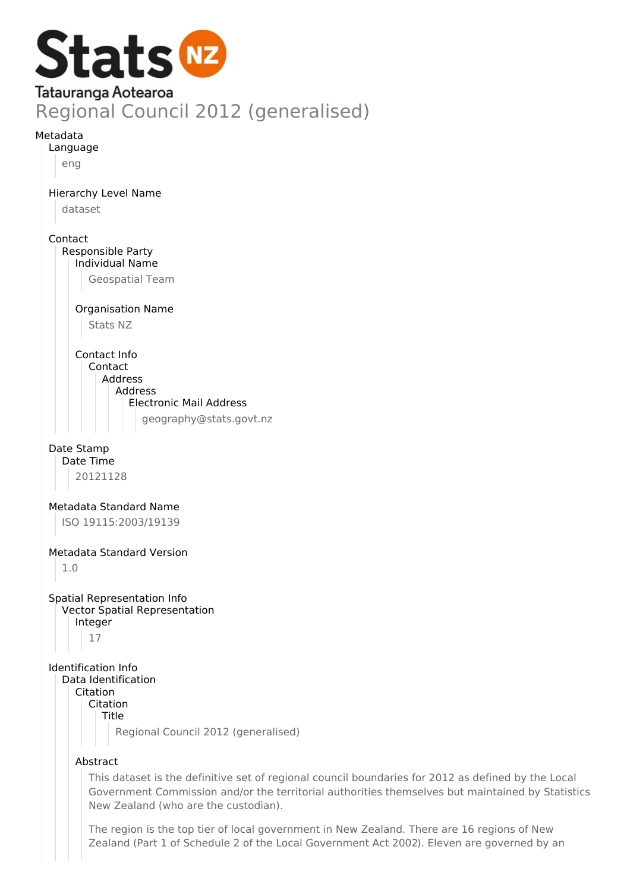Stats NZ

Tatauranga Aotearoa

# Regional Council 2012 (generalised)

Metadata

- Language
  - eng
- Hierarchy Level Name
  - dataset
- Contact
  - Responsible Party
    - Individual Name
      - Geospatial Team
    - Organisation Name
      - Stats NZ
    - Contact Info
      - Contact
        - Address
          - Address
            - Electronic Mail Address
              - geography@stats.govt.nz
- Date Stamp
  - Date Time
    - 20121128
- Metadata Standard Name
  - ISO 19115:2003/19139
- Metadata Standard Version
  - 1.0
- Spatial Representation Info
  - Vector Spatial Representation
    - Integer
      - 17
- Identification Info
  - Data Identification
    - Citation
      - Citation
        - Title
          - Regional Council 2012 (generalised)
    - Abstract

      This dataset is the definitive set of regional council boundaries for 2012 as defined by the Local Government Commission and/or the territorial authorities themselves but maintained by Statistics New Zealand (who are the custodian).

      The region is the top tier of local government in New Zealand. There are 16 regions of New Zealand (Part 1 of Schedule 2 of the Local Government Act 2002). Eleven are governed by an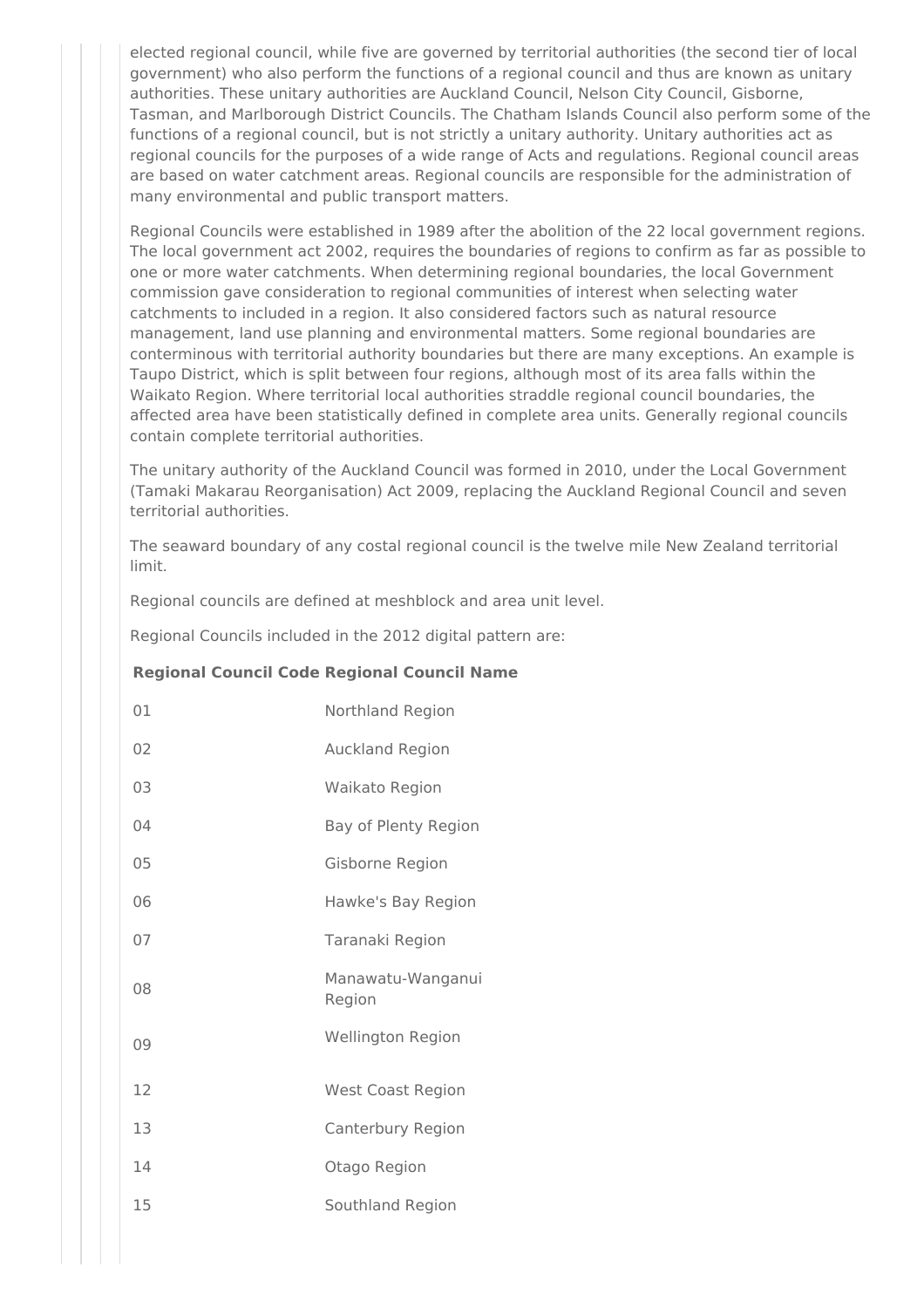elected regional council, while five are governed by territorial authorities (the second tier of local government) who also perform the functions of a regional council and thus are known as unitary authorities. These unitary authorities are Auckland Council, Nelson City Council, Gisborne, Tasman, and Marlborough District Councils. The Chatham Islands Council also perform some of the functions of a regional council, but is not strictly a unitary authority. Unitary authorities act as regional councils for the purposes of a wide range of Acts and regulations. Regional council areas are based on water catchment areas. Regional councils are responsible for the administration of many environmental and public transport matters.

Regional Councils were established in 1989 after the abolition of the 22 local government regions. The local government act 2002, requires the boundaries of regions to confirm as far as possible to one or more water catchments. When determining regional boundaries, the local Government commission gave consideration to regional communities of interest when selecting water catchments to included in a region. It also considered factors such as natural resource management, land use planning and environmental matters. Some regional boundaries are conterminous with territorial authority boundaries but there are many exceptions. An example is Taupo District, which is split between four regions, although most of its area falls within the Waikato Region. Where territorial local authorities straddle regional council boundaries, the affected area have been statistically defined in complete area units. Generally regional councils contain complete territorial authorities.

The unitary authority of the Auckland Council was formed in 2010, under the Local Government (Tamaki Makarau Reorganisation) Act 2009, replacing the Auckland Regional Council and seven territorial authorities.

The seaward boundary of any costal regional council is the twelve mile New Zealand territorial limit.

Regional councils are defined at meshblock and area unit level.

Regional Councils included in the 2012 digital pattern are:

| Regional Council Code | Regional Council Name |
|---|---|
| 01 | Northland Region |
| 02 | Auckland Region |
| 03 | Waikato Region |
| 04 | Bay of Plenty Region |
| 05 | Gisborne Region |
| 06 | Hawke's Bay Region |
| 07 | Taranaki Region |
| 08 | Manawatu-Wanganui Region |
| 09 | Wellington Region |
| 12 | West Coast Region |
| 13 | Canterbury Region |
| 14 | Otago Region |
| 15 | Southland Region |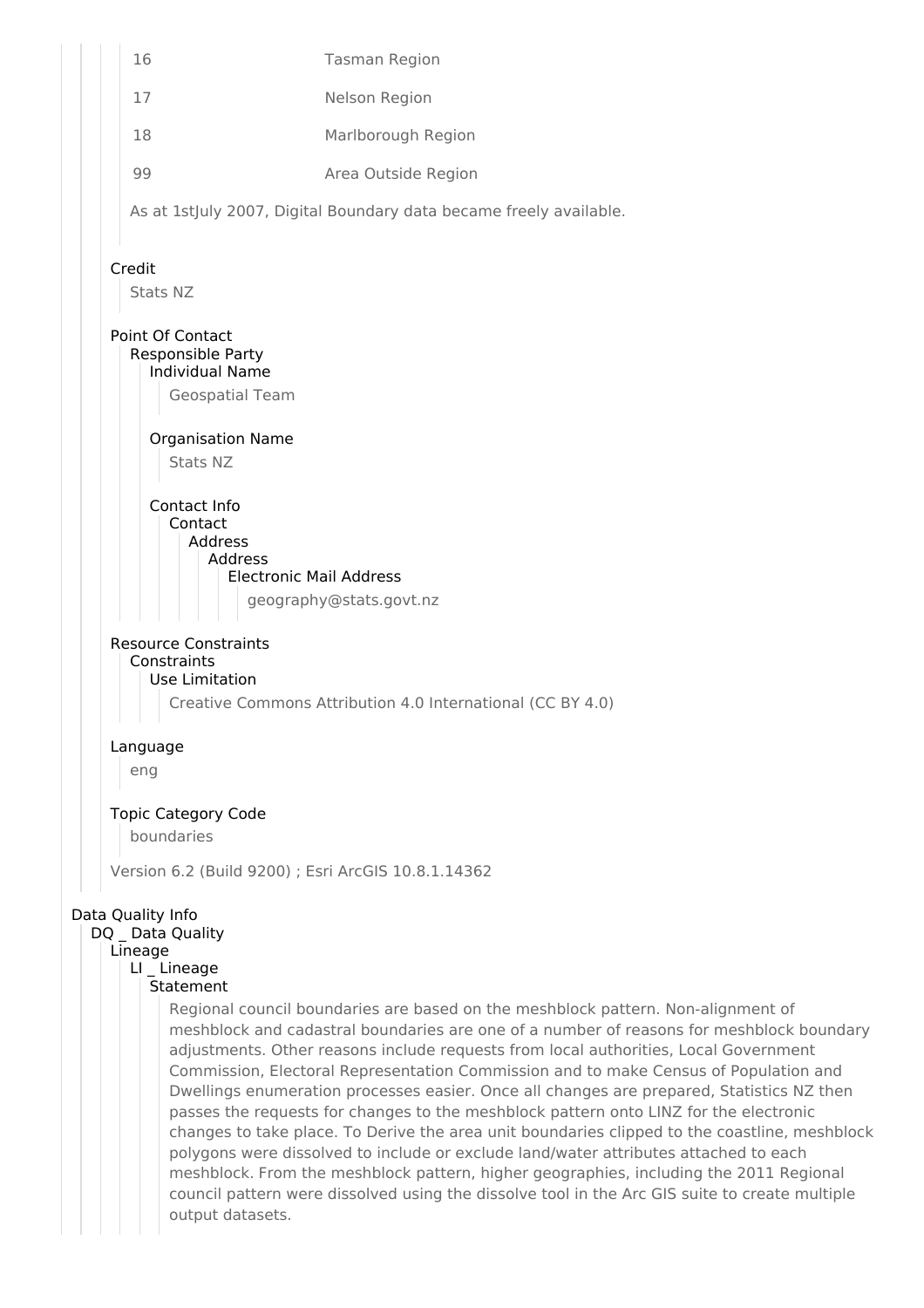| | |
|---|---|
| 16 | Tasman Region |
| 17 | Nelson Region |
| 18 | Marlborough Region |
| 99 | Area Outside Region |

As at 1stJuly 2007, Digital Boundary data became freely available.

Credit

Stats NZ

Point Of Contact

Responsible Party

Individual Name

Geospatial Team

Organisation Name

Stats NZ

Contact Info

Contact

Address

Address

Electronic Mail Address

geography@stats.govt.nz

Resource Constraints

Constraints

Use Limitation

Creative Commons Attribution 4.0 International (CC BY 4.0)

Language

eng

Topic Category Code

boundaries

Version 6.2 (Build 9200) ; Esri ArcGIS 10.8.1.14362

Data Quality Info

DQ _ Data Quality

Lineage

LI _ Lineage

Statement

Regional council boundaries are based on the meshblock pattern. Non-alignment of meshblock and cadastral boundaries are one of a number of reasons for meshblock boundary adjustments. Other reasons include requests from local authorities, Local Government Commission, Electoral Representation Commission and to make Census of Population and Dwellings enumeration processes easier. Once all changes are prepared, Statistics NZ then passes the requests for changes to the meshblock pattern onto LINZ for the electronic changes to take place. To Derive the area unit boundaries clipped to the coastline, meshblock polygons were dissolved to include or exclude land/water attributes attached to each meshblock. From the meshblock pattern, higher geographies, including the 2011 Regional council pattern were dissolved using the dissolve tool in the Arc GIS suite to create multiple output datasets.